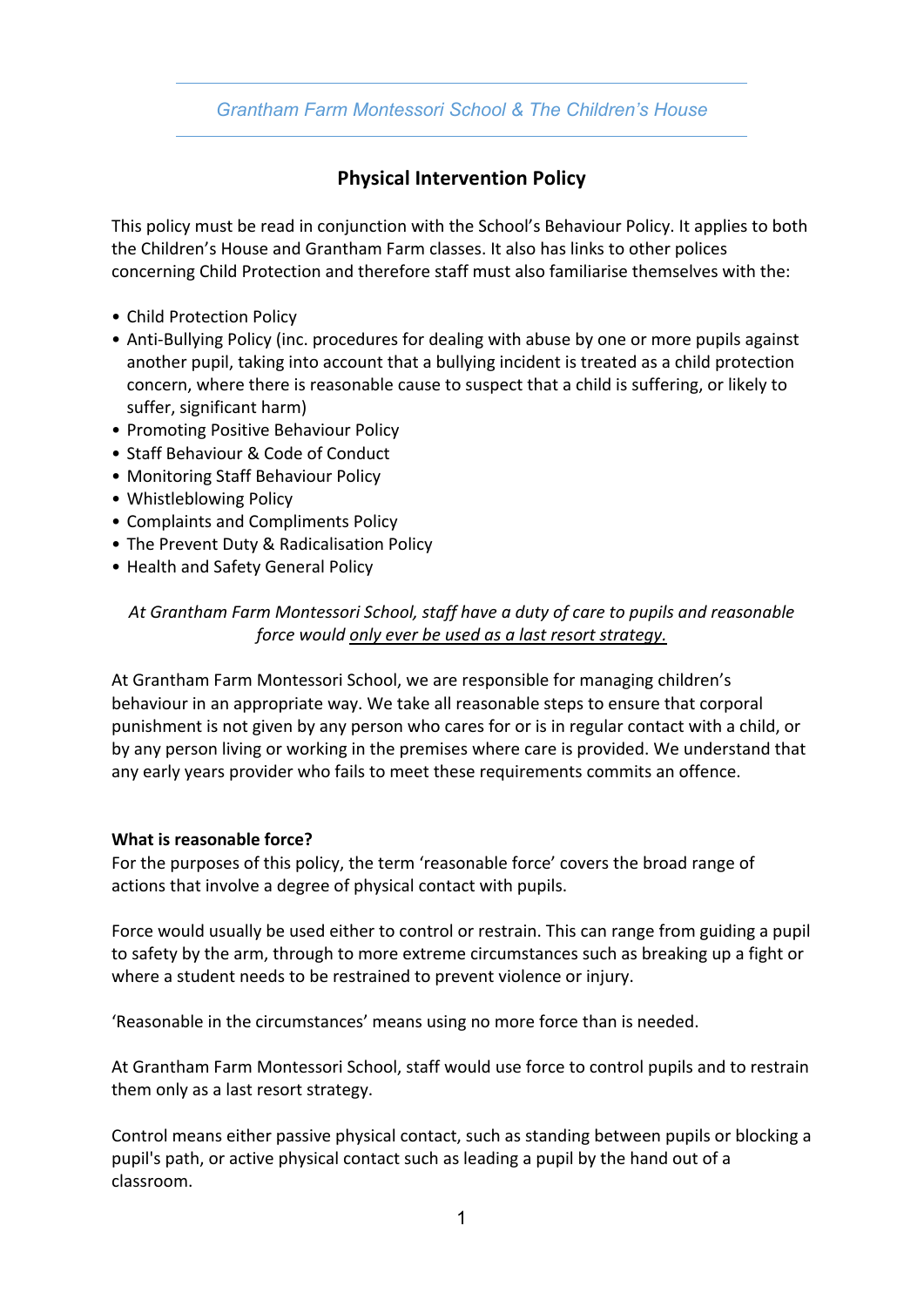*Grantham Farm Montessori School & The Children's House*

# Physical Intervention Policy

This policy must be read in conjunction with the School's Behaviour Policy. It applies to both the Children's House and Grantham Farm classes. It also has links to other polices concerning Child Protection and therefore staff must also familiarise themselves with the:

- Child Protection Policy
- Anti-Bullying Policy (inc. procedures for dealing with abuse by one or more pupils against another pupil, taking into account that a bullying incident is treated as a child protection concern, where there is reasonable cause to suspect that a child is suffering, or likely to suffer, significant harm)
- Promoting Positive Behaviour Policy
- Staff Behaviour & Code of Conduct
- Monitoring Staff Behaviour Policy
- Whistleblowing Policy
- Complaints and Compliments Policy
- The Prevent Duty & Radicalisation Policy
- Health and Safety General Policy

*At Grantham Farm Montessori School, staff have a duty of care to pupils and reasonable force would <u>only ever be used as a last resort strategy.</u>*

At Grantham Farm Montessori School, we are responsible for managing children's behaviour in an appropriate way. We take all reasonable steps to ensure that corporal punishment is not given by any person who cares for or is in regular contact with a child, or by any person living or working in the premises where care is provided. We understand that any early years provider who fails to meet these requirements commits an offence.

**What is reasonable force?**

For the purposes of this policy, the term 'reasonable force' covers the broad range of actions that involve a degree of physical contact with pupils.

Force would usually be used either to control or restrain. This can range from guiding a pupil to safety by the arm, through to more extreme circumstances such as breaking up a fight or where a student needs to be restrained to prevent violence or injury.

'Reasonable in the circumstances' means using no more force than is needed.

At Grantham Farm Montessori School, staff would use force to control pupils and to restrain them only as a last resort strategy.

Control means either passive physical contact, such as standing between pupils or blocking a pupil's path, or active physical contact such as leading a pupil by the hand out of a classroom.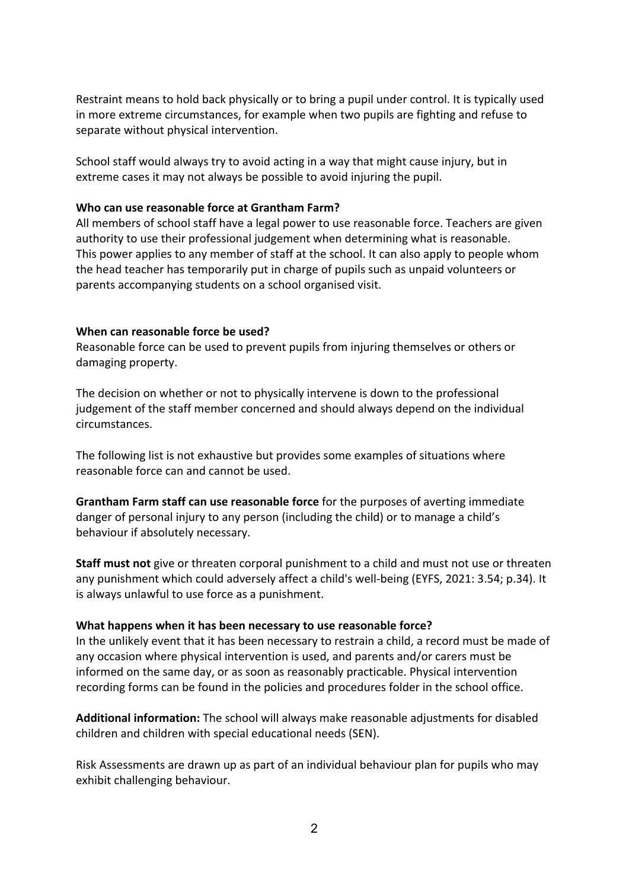Restraint means to hold back physically or to bring a pupil under control. It is typically used in more extreme circumstances, for example when two pupils are fighting and refuse to separate without physical intervention.

School staff would always try to avoid acting in a way that might cause injury, but in extreme cases it may not always be possible to avoid injuring the pupil.

**Who can use reasonable force at Grantham Farm?**

All members of school staff have a legal power to use reasonable force. Teachers are given authority to use their professional judgement when determining what is reasonable. This power applies to any member of staff at the school. It can also apply to people whom the head teacher has temporarily put in charge of pupils such as unpaid volunteers or parents accompanying students on a school organised visit.

**When can reasonable force be used?**

Reasonable force can be used to prevent pupils from injuring themselves or others or damaging property.

The decision on whether or not to physically intervene is down to the professional judgement of the staff member concerned and should always depend on the individual circumstances.

The following list is not exhaustive but provides some examples of situations where reasonable force can and cannot be used.

**Grantham Farm staff can use reasonable force** for the purposes of averting immediate danger of personal injury to any person (including the child) or to manage a child's behaviour if absolutely necessary.

**Staff must not** give or threaten corporal punishment to a child and must not use or threaten any punishment which could adversely affect a child's well-being (EYFS, 2021: 3.54; p.34). It is always unlawful to use force as a punishment.

**What happens when it has been necessary to use reasonable force?**

In the unlikely event that it has been necessary to restrain a child, a record must be made of any occasion where physical intervention is used, and parents and/or carers must be informed on the same day, or as soon as reasonably practicable. Physical intervention recording forms can be found in the policies and procedures folder in the school office.

**Additional information:** The school will always make reasonable adjustments for disabled children and children with special educational needs (SEN).

Risk Assessments are drawn up as part of an individual behaviour plan for pupils who may exhibit challenging behaviour.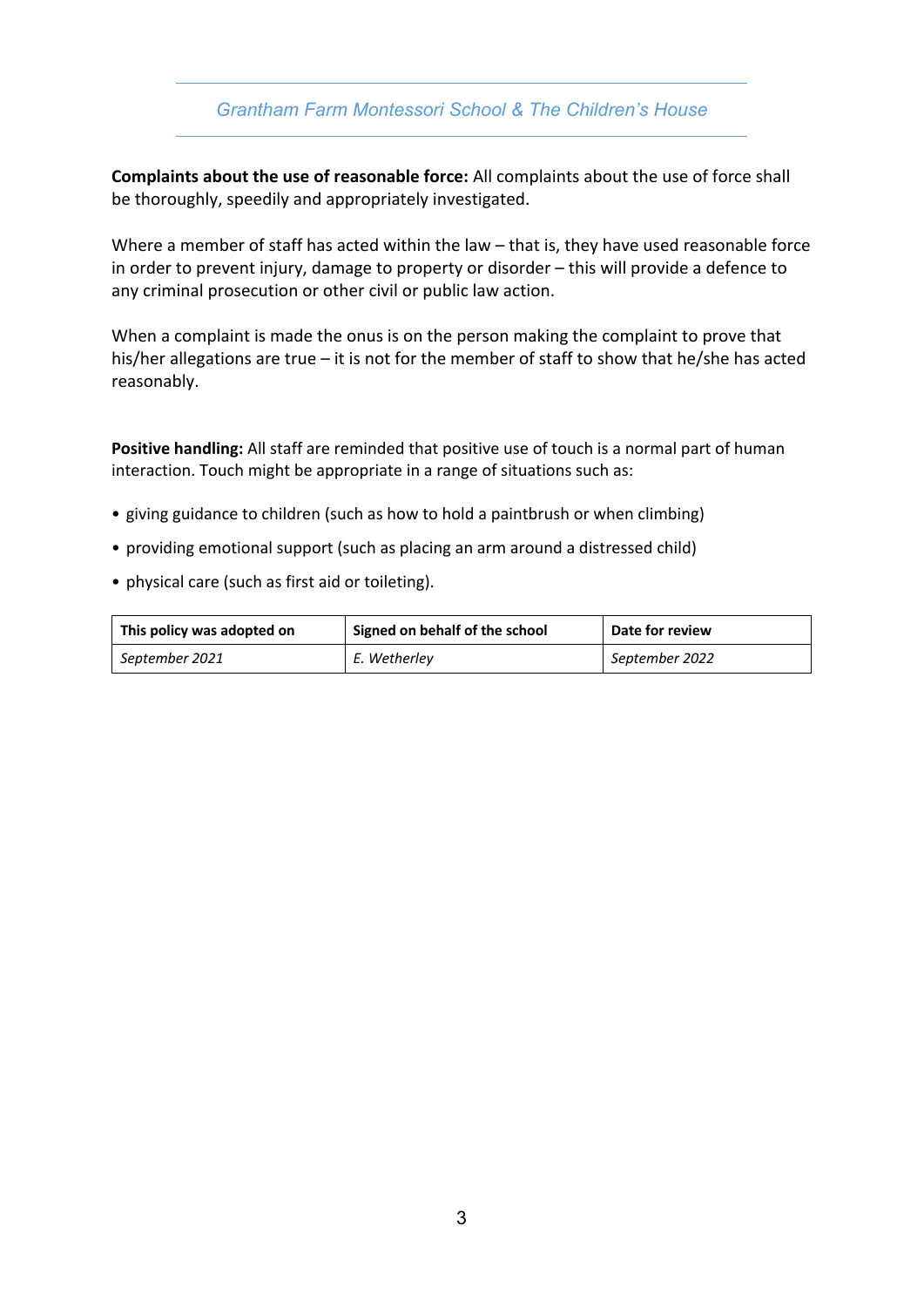**Complaints about the use of reasonable force:** All complaints about the use of force shall be thoroughly, speedily and appropriately investigated.

Where a member of staff has acted within the law – that is, they have used reasonable force in order to prevent injury, damage to property or disorder – this will provide a defence to any criminal prosecution or other civil or public law action.

When a complaint is made the onus is on the person making the complaint to prove that his/her allegations are true – it is not for the member of staff to show that he/she has acted reasonably.

**Positive handling:** All staff are reminded that positive use of touch is a normal part of human interaction. Touch might be appropriate in a range of situations such as:

- giving guidance to children (such as how to hold a paintbrush or when climbing)
- providing emotional support (such as placing an arm around a distressed child)
- physical care (such as first aid or toileting).

| **This policy was adopted on** | **Signed on behalf of the school** | **Date for review** |
|---|---|---|
| *September 2021* | *E. Wetherley* | *September 2022* |